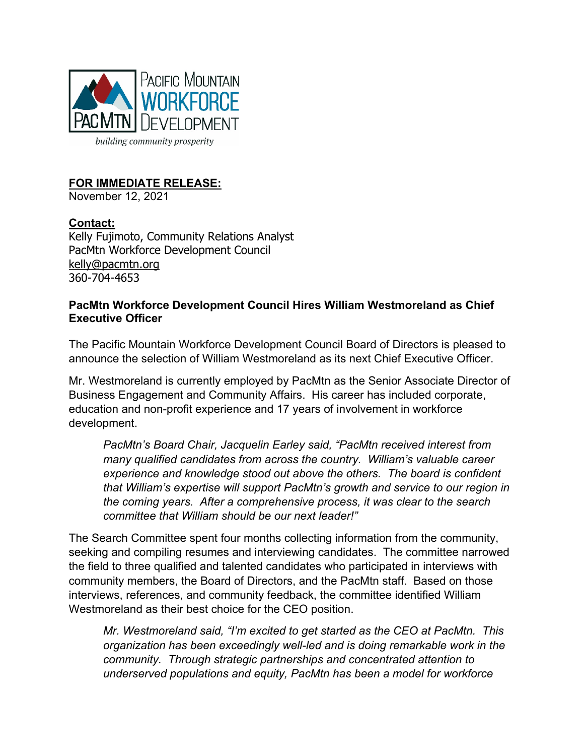PACIFIC MOUNTAIN WORKFORCE DEVELOPMENT

PACMTN

*building community prosperity*

**FOR IMMEDIATE RELEASE:**
November 12, 2021

**Contact:**
Kelly Fujimoto, Community Relations Analyst
PacMtn Workforce Development Council
kelly@pacmtn.org
360-704-4653

**PacMtn Workforce Development Council Hires William Westmoreland as Chief Executive Officer**

The Pacific Mountain Workforce Development Council Board of Directors is pleased to announce the selection of William Westmoreland as its next Chief Executive Officer.

Mr. Westmoreland is currently employed by PacMtn as the Senior Associate Director of Business Engagement and Community Affairs. His career has included corporate, education and non-profit experience and 17 years of involvement in workforce development.

> *PacMtn's Board Chair, Jacquelin Earley said, "PacMtn received interest from many qualified candidates from across the country. William's valuable career experience and knowledge stood out above the others. The board is confident that William's expertise will support PacMtn's growth and service to our region in the coming years. After a comprehensive process, it was clear to the search committee that William should be our next leader!"*

The Search Committee spent four months collecting information from the community, seeking and compiling resumes and interviewing candidates. The committee narrowed the field to three qualified and talented candidates who participated in interviews with community members, the Board of Directors, and the PacMtn staff. Based on those interviews, references, and community feedback, the committee identified William Westmoreland as their best choice for the CEO position.

> *Mr. Westmoreland said, "I'm excited to get started as the CEO at PacMtn. This organization has been exceedingly well-led and is doing remarkable work in the community. Through strategic partnerships and concentrated attention to underserved populations and equity, PacMtn has been a model for workforce*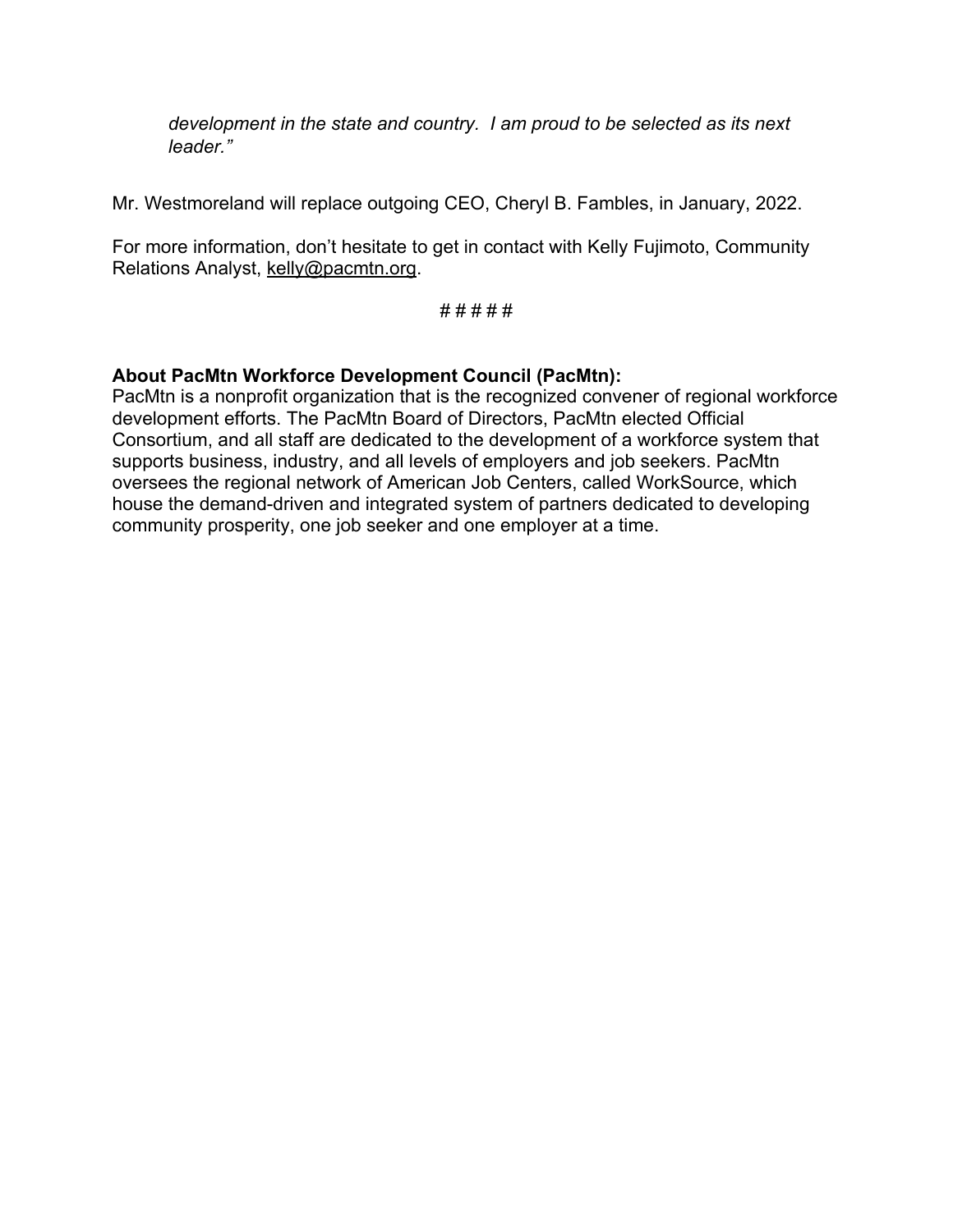*development in the state and country. I am proud to be selected as its next leader."*

Mr. Westmoreland will replace outgoing CEO, Cheryl B. Fambles, in January, 2022.

For more information, don't hesitate to get in contact with Kelly Fujimoto, Community Relations Analyst, kelly@pacmtn.org.

# # # # #

**About PacMtn Workforce Development Council (PacMtn):**
PacMtn is a nonprofit organization that is the recognized convener of regional workforce development efforts. The PacMtn Board of Directors, PacMtn elected Official Consortium, and all staff are dedicated to the development of a workforce system that supports business, industry, and all levels of employers and job seekers. PacMtn oversees the regional network of American Job Centers, called WorkSource, which house the demand-driven and integrated system of partners dedicated to developing community prosperity, one job seeker and one employer at a time.